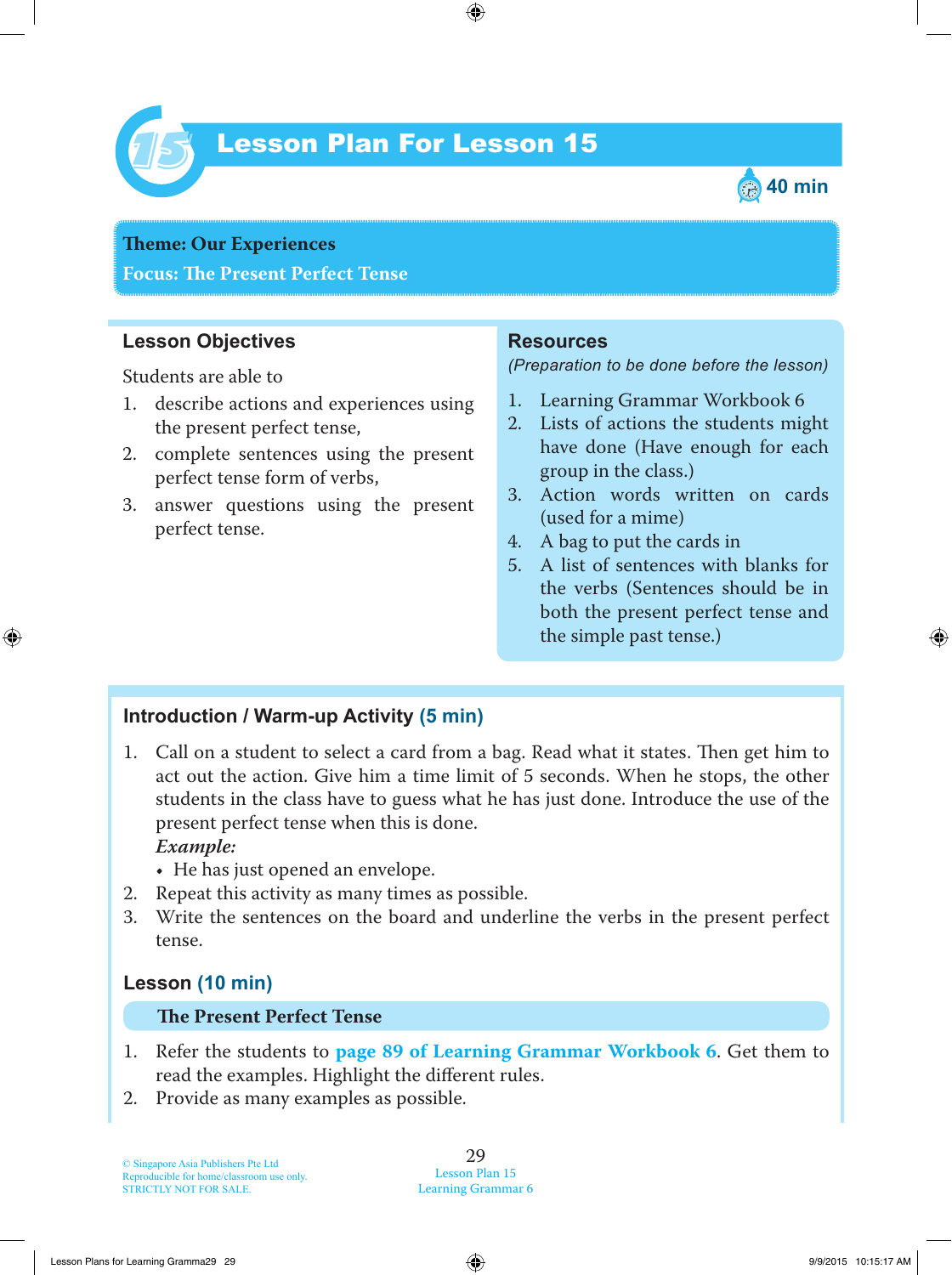# Lesson Plan For Lesson 15

40 min

**Theme: Our Experiences**
**Focus: The Present Perfect Tense**

## Lesson Objectives

Students are able to

1. describe actions and experiences using the present perfect tense,
2. complete sentences using the present perfect tense form of verbs,
3. answer questions using the present perfect tense.

## Resources

*(Preparation to be done before the lesson)*

1. Learning Grammar Workbook 6
2. Lists of actions the students might have done (Have enough for each group in the class.)
3. Action words written on cards (used for a mime)
4. A bag to put the cards in
5. A list of sentences with blanks for the verbs (Sentences should be in both the present perfect tense and the simple past tense.)

## Introduction / Warm-up Activity (5 min)

1. Call on a student to select a card from a bag. Read what it states. Then get him to act out the action. Give him a time limit of 5 seconds. When he stops, the other students in the class have to guess what he has just done. Introduce the use of the present perfect tense when this is done.
   ***Example:***
   - He has just opened an envelope.
2. Repeat this activity as many times as possible.
3. Write the sentences on the board and underline the verbs in the present perfect tense.

## Lesson (10 min)

### The Present Perfect Tense

1. Refer the students to **page 89 of Learning Grammar Workbook 6**. Get them to read the examples. Highlight the different rules.
2. Provide as many examples as possible.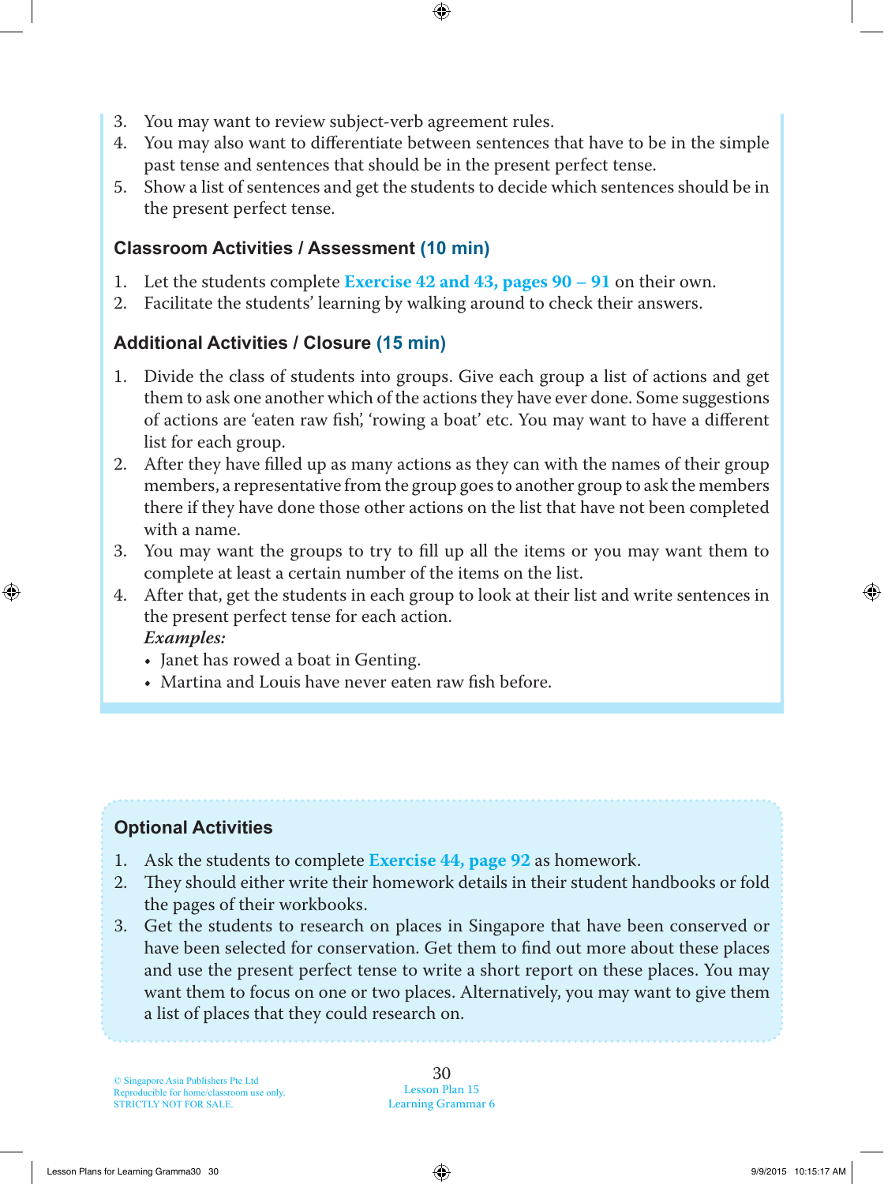3. You may want to review subject-verb agreement rules.
4. You may also want to differentiate between sentences that have to be in the simple past tense and sentences that should be in the present perfect tense.
5. Show a list of sentences and get the students to decide which sentences should be in the present perfect tense.

### Classroom Activities / Assessment (10 min)

1. Let the students complete **Exercise 42 and 43, pages 90 – 91** on their own.
2. Facilitate the students' learning by walking around to check their answers.

### Additional Activities / Closure (15 min)

1. Divide the class of students into groups. Give each group a list of actions and get them to ask one another which of the actions they have ever done. Some suggestions of actions are 'eaten raw fish', 'rowing a boat' etc. You may want to have a different list for each group.
2. After they have filled up as many actions as they can with the names of their group members, a representative from the group goes to another group to ask the members there if they have done those other actions on the list that have not been completed with a name.
3. You may want the groups to try to fill up all the items or you may want them to complete at least a certain number of the items on the list.
4. After that, get the students in each group to look at their list and write sentences in the present perfect tense for each action.

   ***Examples:***
   - Janet has rowed a boat in Genting.
   - Martina and Louis have never eaten raw fish before.

### Optional Activities

1. Ask the students to complete **Exercise 44, page 92** as homework.
2. They should either write their homework details in their student handbooks or fold the pages of their workbooks.
3. Get the students to research on places in Singapore that have been conserved or have been selected for conservation. Get them to find out more about these places and use the present perfect tense to write a short report on these places. You may want them to focus on one or two places. Alternatively, you may want to give them a list of places that they could research on.

© Singapore Asia Publishers Pte Ltd
Reproducible for home/classroom use only.
STRICTLY NOT FOR SALE.